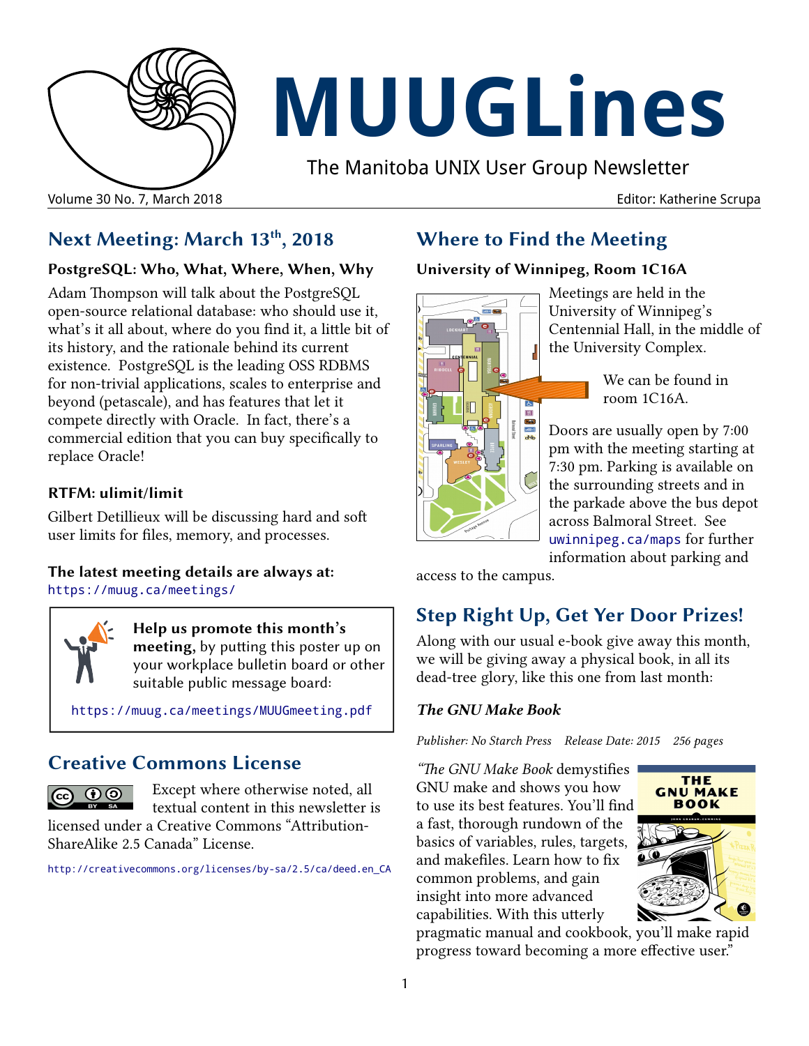# MUUGLines

The Manitoba UNIX User Group Newsletter

Volume 30 No. 7, March 2018 — Editor: Katherine Scrupa

## Next Meeting: March 13th, 2018

### PostgreSQL: Who, What, Where, When, Why

Adam Thompson will talk about the PostgreSQL open-source relational database: who should use it, what's it all about, where do you find it, a little bit of its history, and the rationale behind its current existence. PostgreSQL is the leading OSS RDBMS for non-trivial applications, scales to enterprise and beyond (petascale), and has features that let it compete directly with Oracle. In fact, there's a commercial edition that you can buy specifically to replace Oracle!

### RTFM: ulimit/limit

Gilbert Detillieux will be discussing hard and soft user limits for files, memory, and processes.

**The latest meeting details are always at:**
https://muug.ca/meetings/

**Help us promote this month's meeting,** by putting this poster up on your workplace bulletin board or other suitable public message board:

https://muug.ca/meetings/MUUGmeeting.pdf

## Creative Commons License

Except where otherwise noted, all textual content in this newsletter is licensed under a Creative Commons "Attribution-ShareAlike 2.5 Canada" License.

http://creativecommons.org/licenses/by-sa/2.5/ca/deed.en_CA

## Where to Find the Meeting

### University of Winnipeg, Room 1C16A

Meetings are held in the University of Winnipeg's Centennial Hall, in the middle of the University Complex.

We can be found in room 1C16A.

Doors are usually open by 7:00 pm with the meeting starting at 7:30 pm. Parking is available on the surrounding streets and in the parkade above the bus depot across Balmoral Street. See uwinnipeg.ca/maps for further information about parking and access to the campus.

## Step Right Up, Get Yer Door Prizes!

Along with our usual e-book give away this month, we will be giving away a physical book, in all its dead-tree glory, like this one from last month:

***The GNU Make Book***

*Publisher: No Starch Press   Release Date: 2015   256 pages*

"*The GNU Make Book* demystifies GNU make and shows you how to use its best features. You'll find a fast, thorough rundown of the basics of variables, rules, targets, and makefiles. Learn how to fix common problems, and gain insight into more advanced capabilities. With this utterly pragmatic manual and cookbook, you'll make rapid progress toward becoming a more effective user."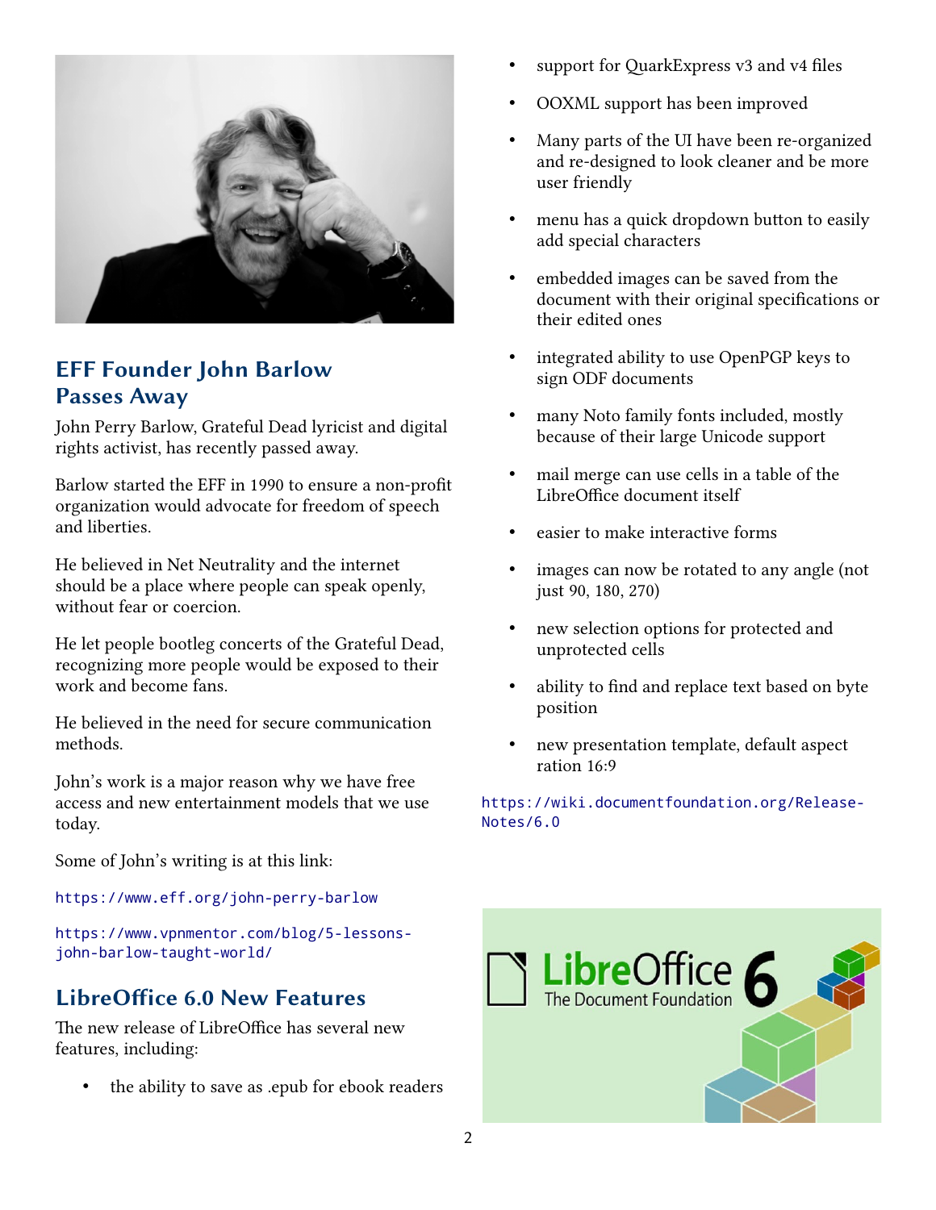## EFF Founder John Barlow Passes Away

John Perry Barlow, Grateful Dead lyricist and digital rights activist, has recently passed away.

Barlow started the EFF in 1990 to ensure a non-profit organization would advocate for freedom of speech and liberties.

He believed in Net Neutrality and the internet should be a place where people can speak openly, without fear or coercion.

He let people bootleg concerts of the Grateful Dead, recognizing more people would be exposed to their work and become fans.

He believed in the need for secure communication methods.

John's work is a major reason why we have free access and new entertainment models that we use today.

Some of John's writing is at this link:

https://www.eff.org/john-perry-barlow

https://www.vpnmentor.com/blog/5-lessons-john-barlow-taught-world/

## LibreOffice 6.0 New Features

The new release of LibreOffice has several new features, including:

- the ability to save as .epub for ebook readers
- support for QuarkExpress v3 and v4 files
- OOXML support has been improved
- Many parts of the UI have been re-organized and re-designed to look cleaner and be more user friendly
- menu has a quick dropdown button to easily add special characters
- embedded images can be saved from the document with their original specifications or their edited ones
- integrated ability to use OpenPGP keys to sign ODF documents
- many Noto family fonts included, mostly because of their large Unicode support
- mail merge can use cells in a table of the LibreOffice document itself
- easier to make interactive forms
- images can now be rotated to any angle (not just 90, 180, 270)
- new selection options for protected and unprotected cells
- ability to find and replace text based on byte position
- new presentation template, default aspect ration 16:9

https://wiki.documentfoundation.org/ReleaseNotes/6.0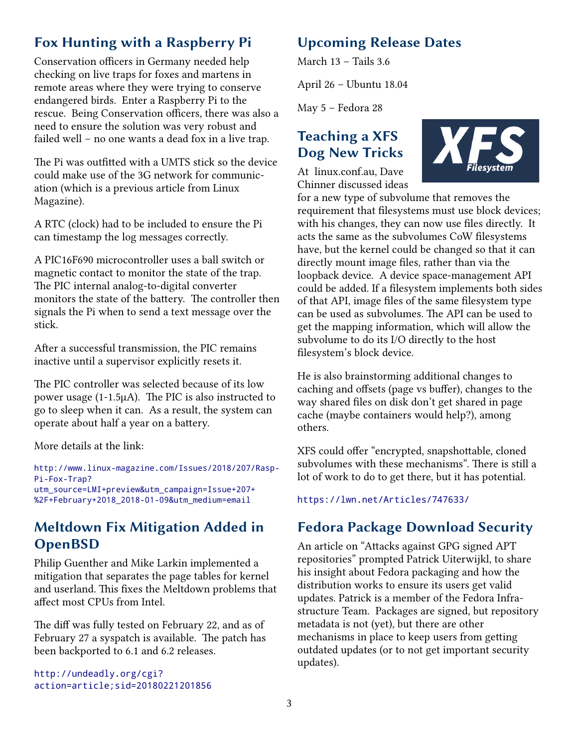## Fox Hunting with a Raspberry Pi

Conservation officers in Germany needed help checking on live traps for foxes and martens in remote areas where they were trying to conserve endangered birds. Enter a Raspberry Pi to the rescue. Being Conservation officers, there was also a need to ensure the solution was very robust and failed well – no one wants a dead fox in a live trap.

The Pi was outfitted with a UMTS stick so the device could make use of the 3G network for communication (which is a previous article from Linux Magazine).

A RTC (clock) had to be included to ensure the Pi can timestamp the log messages correctly.

A PIC16F690 microcontroller uses a ball switch or magnetic contact to monitor the state of the trap. The PIC internal analog-to-digital converter monitors the state of the battery. The controller then signals the Pi when to send a text message over the stick.

After a successful transmission, the PIC remains inactive until a supervisor explicitly resets it.

The PIC controller was selected because of its low power usage (1-1.5μA). The PIC is also instructed to go to sleep when it can. As a result, the system can operate about half a year on a battery.

More details at the link:

http://www.linux-magazine.com/Issues/2018/207/Rasp-Pi-Fox-Trap?utm_source=LMI+preview&utm_campaign=Issue+207+%2F+February+2018_2018-01-09&utm_medium=email

## Meltdown Fix Mitigation Added in OpenBSD

Philip Guenther and Mike Larkin implemented a mitigation that separates the page tables for kernel and userland. This fixes the Meltdown problems that affect most CPUs from Intel.

The diff was fully tested on February 22, and as of February 27 a syspatch is available. The patch has been backported to 6.1 and 6.2 releases.

http://undeadly.org/cgi?action=article;sid=20180221201856

## Upcoming Release Dates

March 13 – Tails 3.6

April 26 – Ubuntu 18.04

May 5 – Fedora 28

## Teaching a XFS Dog New Tricks

At linux.conf.au, Dave Chinner discussed ideas for a new type of subvolume that removes the requirement that filesystems must use block devices; with his changes, they can now use files directly. It acts the same as the subvolumes CoW filesystems have, but the kernel could be changed so that it can directly mount image files, rather than via the loopback device. A device space-management API could be added. If a filesystem implements both sides of that API, image files of the same filesystem type can be used as subvolumes. The API can be used to get the mapping information, which will allow the subvolume to do its I/O directly to the host filesystem's block device.

He is also brainstorming additional changes to caching and offsets (page vs buffer), changes to the way shared files on disk don't get shared in page cache (maybe containers would help?), among others.

XFS could offer "encrypted, snapshottable, cloned subvolumes with these mechanisms". There is still a lot of work to do to get there, but it has potential.

https://lwn.net/Articles/747633/

## Fedora Package Download Security

An article on "Attacks against GPG signed APT repositories" prompted Patrick Uiterwijkl, to share his insight about Fedora packaging and how the distribution works to ensure its users get valid updates. Patrick is a member of the Fedora Infrastructure Team. Packages are signed, but repository metadata is not (yet), but there are other mechanisms in place to keep users from getting outdated updates (or to not get important security updates).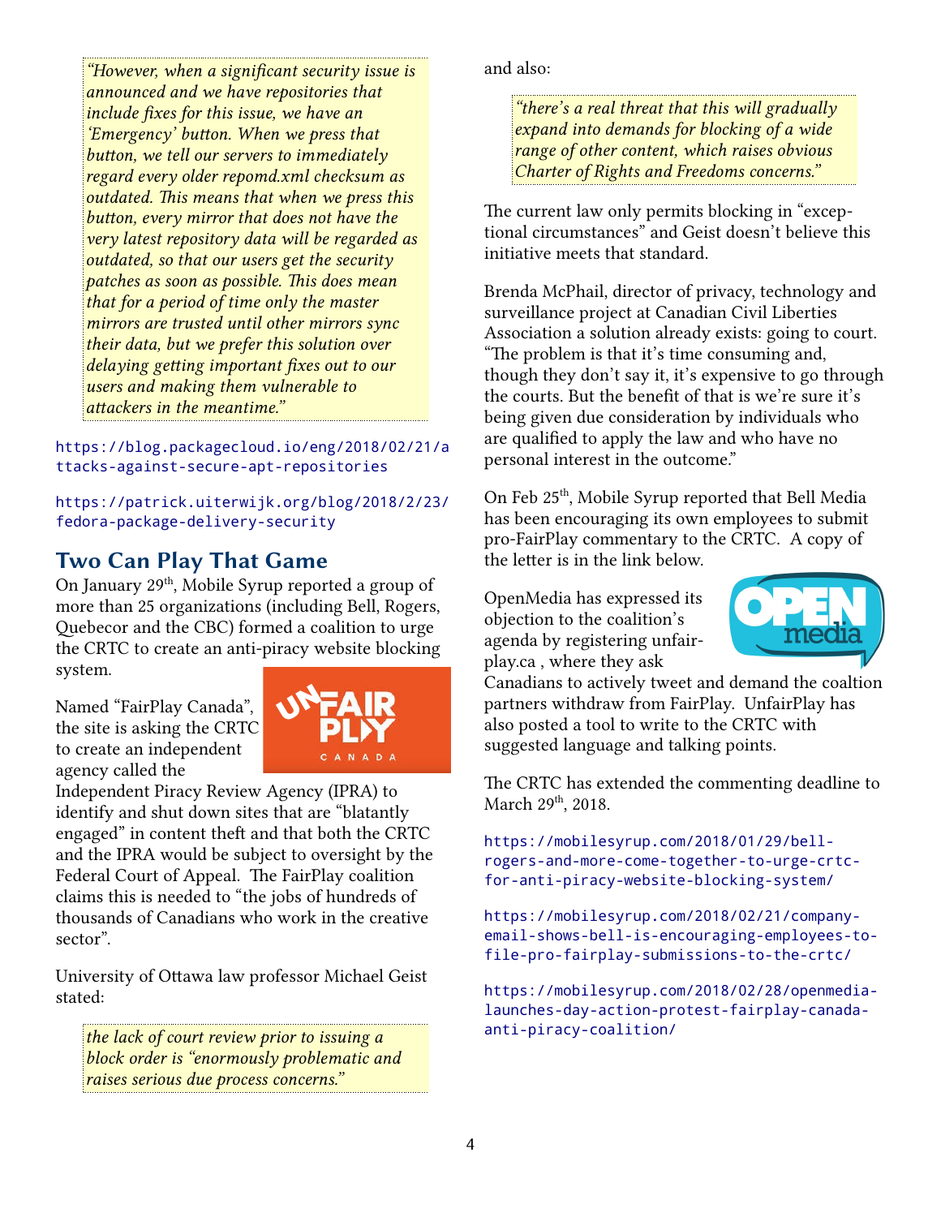> *"However, when a significant security issue is announced and we have repositories that include fixes for this issue, we have an 'Emergency' button. When we press that button, we tell our servers to immediately regard every older repomd.xml checksum as outdated. This means that when we press this button, every mirror that does not have the very latest repository data will be regarded as outdated, so that our users get the security patches as soon as possible. This does mean that for a period of time only the master mirrors are trusted until other mirrors sync their data, but we prefer this solution over delaying getting important fixes out to our users and making them vulnerable to attackers in the meantime."*

https://blog.packagecloud.io/eng/2018/02/21/attacks-against-secure-apt-repositories

https://patrick.uiterwijk.org/blog/2018/2/23/fedora-package-delivery-security

## Two Can Play That Game

On January 29th, Mobile Syrup reported a group of more than 25 organizations (including Bell, Rogers, Quebecor and the CBC) formed a coalition to urge the CRTC to create an anti-piracy website blocking system.

Named "FairPlay Canada", the site is asking the CRTC to create an independent agency called the Independent Piracy Review Agency (IPRA) to identify and shut down sites that are "blatantly engaged" in content theft and that both the CRTC and the IPRA would be subject to oversight by the Federal Court of Appeal. The FairPlay coalition claims this is needed to "the jobs of hundreds of thousands of Canadians who work in the creative sector".

University of Ottawa law professor Michael Geist stated:

> *the lack of court review prior to issuing a block order is "enormously problematic and raises serious due process concerns."*

and also:

> *"there's a real threat that this will gradually expand into demands for blocking of a wide range of other content, which raises obvious Charter of Rights and Freedoms concerns."*

The current law only permits blocking in "exceptional circumstances" and Geist doesn't believe this initiative meets that standard.

Brenda McPhail, director of privacy, technology and surveillance project at Canadian Civil Liberties Association a solution already exists: going to court. "The problem is that it's time consuming and, though they don't say it, it's expensive to go through the courts. But the benefit of that is we're sure it's being given due consideration by individuals who are qualified to apply the law and who have no personal interest in the outcome."

On Feb 25th, Mobile Syrup reported that Bell Media has been encouraging its own employees to submit pro-FairPlay commentary to the CRTC. A copy of the letter is in the link below.

OpenMedia has expressed its objection to the coalition's agenda by registering unfairplay.ca , where they ask Canadians to actively tweet and demand the coaltion partners withdraw from FairPlay. UnfairPlay has also posted a tool to write to the CRTC with suggested language and talking points.

The CRTC has extended the commenting deadline to March 29th, 2018.

https://mobilesyrup.com/2018/01/29/bell-rogers-and-more-come-together-to-urge-crtc-for-anti-piracy-website-blocking-system/

https://mobilesyrup.com/2018/02/21/company-email-shows-bell-is-encouraging-employees-to-file-pro-fairplay-submissions-to-the-crtc/

https://mobilesyrup.com/2018/02/28/openmedia-launches-day-action-protest-fairplay-canada-anti-piracy-coalition/